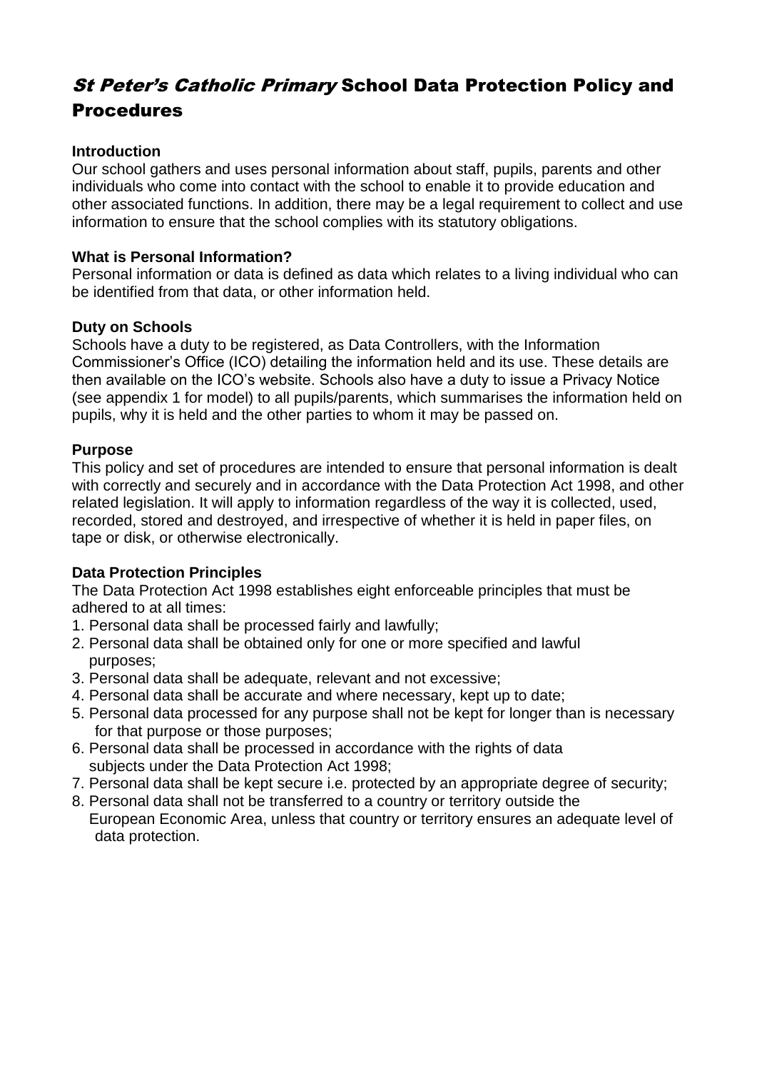# *St Peter's Catholic Primary* School Data Protection Policy and Procedures

**Introduction**

Our school gathers and uses personal information about staff, pupils, parents and other individuals who come into contact with the school to enable it to provide education and other associated functions. In addition, there may be a legal requirement to collect and use information to ensure that the school complies with its statutory obligations.

**What is Personal Information?**

Personal information or data is defined as data which relates to a living individual who can be identified from that data, or other information held.

**Duty on Schools**

Schools have a duty to be registered, as Data Controllers, with the Information Commissioner's Office (ICO) detailing the information held and its use. These details are then available on the ICO's website. Schools also have a duty to issue a Privacy Notice (see appendix 1 for model) to all pupils/parents, which summarises the information held on pupils, why it is held and the other parties to whom it may be passed on.

**Purpose**

This policy and set of procedures are intended to ensure that personal information is dealt with correctly and securely and in accordance with the Data Protection Act 1998, and other related legislation. It will apply to information regardless of the way it is collected, used, recorded, stored and destroyed, and irrespective of whether it is held in paper files, on tape or disk, or otherwise electronically.

**Data Protection Principles**

The Data Protection Act 1998 establishes eight enforceable principles that must be adhered to at all times:

1. Personal data shall be processed fairly and lawfully;
2. Personal data shall be obtained only for one or more specified and lawful purposes;
3. Personal data shall be adequate, relevant and not excessive;
4. Personal data shall be accurate and where necessary, kept up to date;
5. Personal data processed for any purpose shall not be kept for longer than is necessary for that purpose or those purposes;
6. Personal data shall be processed in accordance with the rights of data subjects under the Data Protection Act 1998;
7. Personal data shall be kept secure i.e. protected by an appropriate degree of security;
8. Personal data shall not be transferred to a country or territory outside the European Economic Area, unless that country or territory ensures an adequate level of data protection.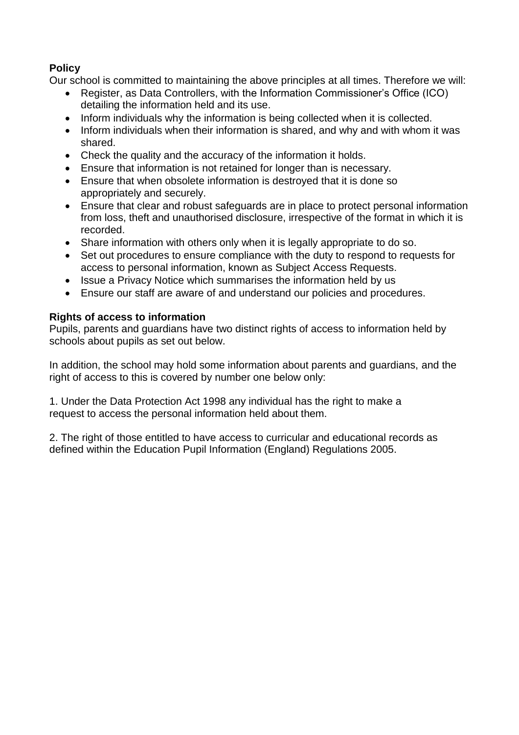**Policy**

Our school is committed to maintaining the above principles at all times. Therefore we will:

- Register, as Data Controllers, with the Information Commissioner's Office (ICO) detailing the information held and its use.
- Inform individuals why the information is being collected when it is collected.
- Inform individuals when their information is shared, and why and with whom it was shared.
- Check the quality and the accuracy of the information it holds.
- Ensure that information is not retained for longer than is necessary.
- Ensure that when obsolete information is destroyed that it is done so appropriately and securely.
- Ensure that clear and robust safeguards are in place to protect personal information from loss, theft and unauthorised disclosure, irrespective of the format in which it is recorded.
- Share information with others only when it is legally appropriate to do so.
- Set out procedures to ensure compliance with the duty to respond to requests for access to personal information, known as Subject Access Requests.
- Issue a Privacy Notice which summarises the information held by us
- Ensure our staff are aware of and understand our policies and procedures.

**Rights of access to information**

Pupils, parents and guardians have two distinct rights of access to information held by schools about pupils as set out below.

In addition, the school may hold some information about parents and guardians, and the right of access to this is covered by number one below only:

1. Under the Data Protection Act 1998 any individual has the right to make a request to access the personal information held about them.

2. The right of those entitled to have access to curricular and educational records as defined within the Education Pupil Information (England) Regulations 2005.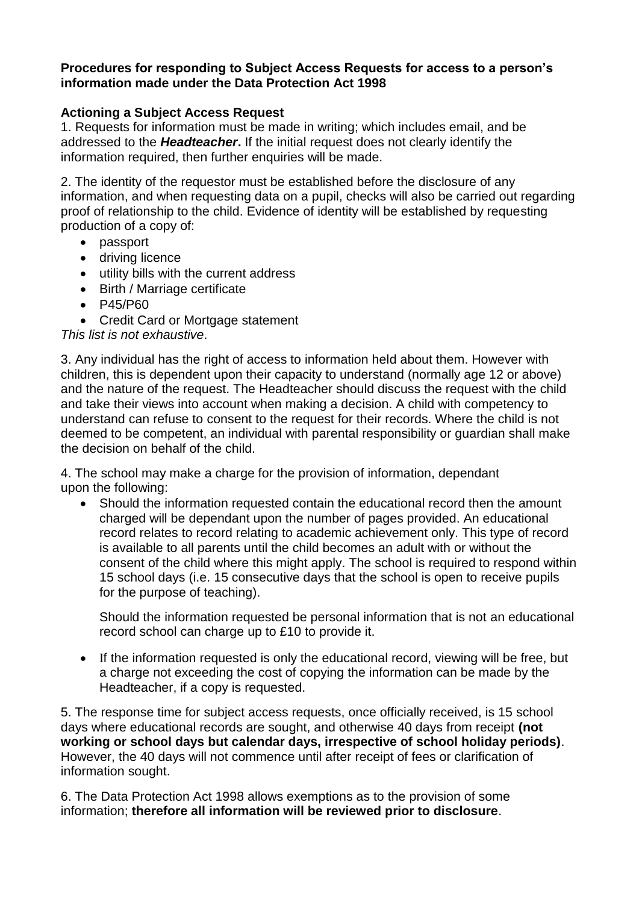**Procedures for responding to Subject Access Requests for access to a person's information made under the Data Protection Act 1998**

**Actioning a Subject Access Request**

1. Requests for information must be made in writing; which includes email, and be addressed to the ***Headteacher***. If the initial request does not clearly identify the information required, then further enquiries will be made.

2. The identity of the requestor must be established before the disclosure of any information, and when requesting data on a pupil, checks will also be carried out regarding proof of relationship to the child. Evidence of identity will be established by requesting production of a copy of:

- passport
- driving licence
- utility bills with the current address
- Birth / Marriage certificate
- P45/P60
- Credit Card or Mortgage statement

*This list is not exhaustive*.

3. Any individual has the right of access to information held about them. However with children, this is dependent upon their capacity to understand (normally age 12 or above) and the nature of the request. The Headteacher should discuss the request with the child and take their views into account when making a decision. A child with competency to understand can refuse to consent to the request for their records. Where the child is not deemed to be competent, an individual with parental responsibility or guardian shall make the decision on behalf of the child.

4. The school may make a charge for the provision of information, dependant upon the following:

- Should the information requested contain the educational record then the amount charged will be dependant upon the number of pages provided. An educational record relates to record relating to academic achievement only. This type of record is available to all parents until the child becomes an adult with or without the consent of the child where this might apply. The school is required to respond within 15 school days (i.e. 15 consecutive days that the school is open to receive pupils for the purpose of teaching).

  Should the information requested be personal information that is not an educational record school can charge up to £10 to provide it.

- If the information requested is only the educational record, viewing will be free, but a charge not exceeding the cost of copying the information can be made by the Headteacher, if a copy is requested.

5. The response time for subject access requests, once officially received, is 15 school days where educational records are sought, and otherwise 40 days from receipt **(not working or school days but calendar days, irrespective of school holiday periods)**. However, the 40 days will not commence until after receipt of fees or clarification of information sought.

6. The Data Protection Act 1998 allows exemptions as to the provision of some information; **therefore all information will be reviewed prior to disclosure**.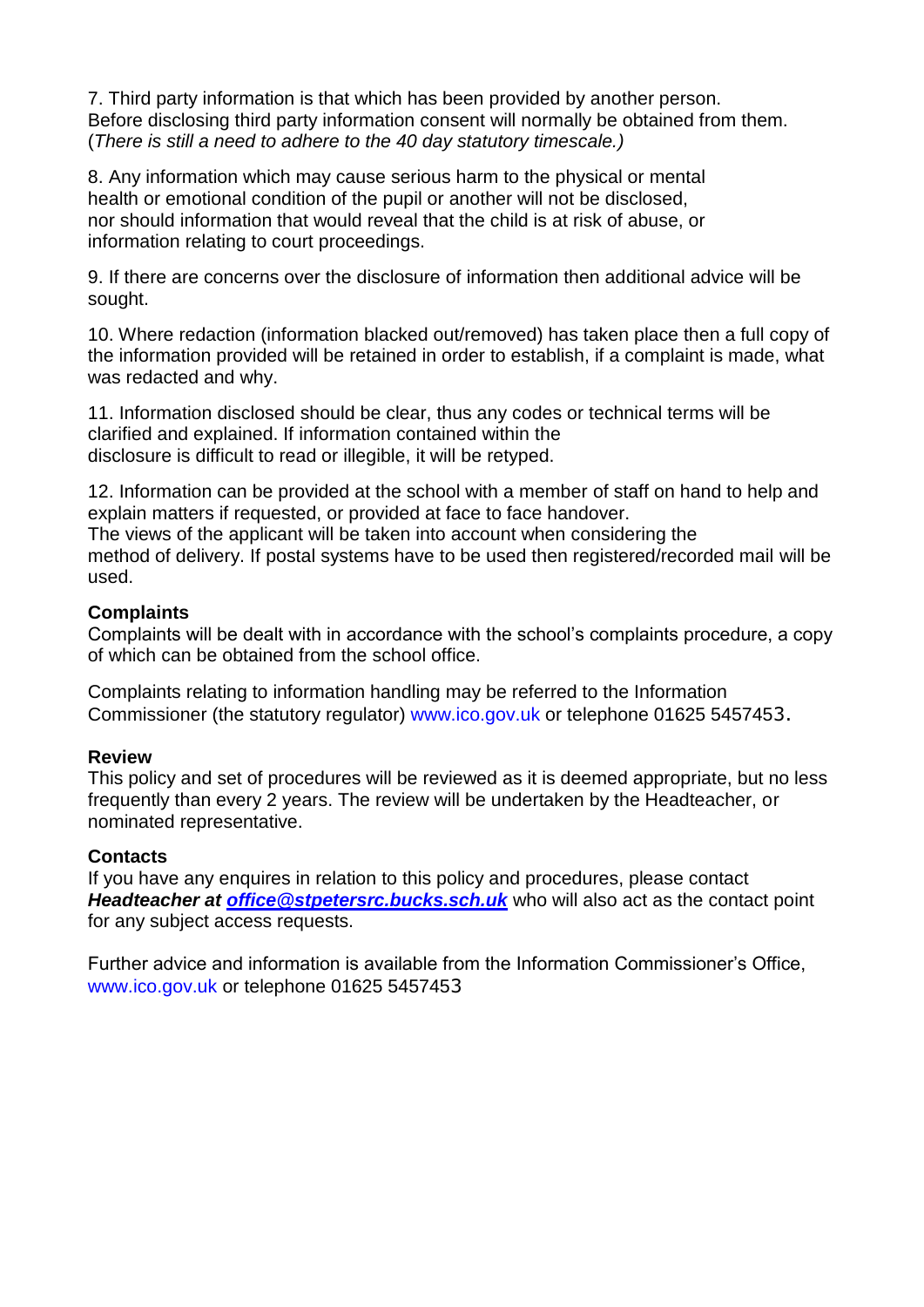7. Third party information is that which has been provided by another person. Before disclosing third party information consent will normally be obtained from them. (*There is still a need to adhere to the 40 day statutory timescale.)*

8. Any information which may cause serious harm to the physical or mental health or emotional condition of the pupil or another will not be disclosed, nor should information that would reveal that the child is at risk of abuse, or information relating to court proceedings.

9. If there are concerns over the disclosure of information then additional advice will be sought.

10. Where redaction (information blacked out/removed) has taken place then a full copy of the information provided will be retained in order to establish, if a complaint is made, what was redacted and why.

11. Information disclosed should be clear, thus any codes or technical terms will be clarified and explained. If information contained within the disclosure is difficult to read or illegible, it will be retyped.

12. Information can be provided at the school with a member of staff on hand to help and explain matters if requested, or provided at face to face handover. The views of the applicant will be taken into account when considering the method of delivery. If postal systems have to be used then registered/recorded mail will be used.

**Complaints**

Complaints will be dealt with in accordance with the school's complaints procedure, a copy of which can be obtained from the school office.

Complaints relating to information handling may be referred to the Information Commissioner (the statutory regulator) www.ico.gov.uk or telephone 01625 5457453.

**Review**

This policy and set of procedures will be reviewed as it is deemed appropriate, but no less frequently than every 2 years. The review will be undertaken by the Headteacher, or nominated representative.

**Contacts**

If you have any enquires in relation to this policy and procedures, please contact ***Headteacher at office@stpetersrc.bucks.sch.uk*** who will also act as the contact point for any subject access requests.

Further advice and information is available from the Information Commissioner's Office, www.ico.gov.uk or telephone 01625 5457453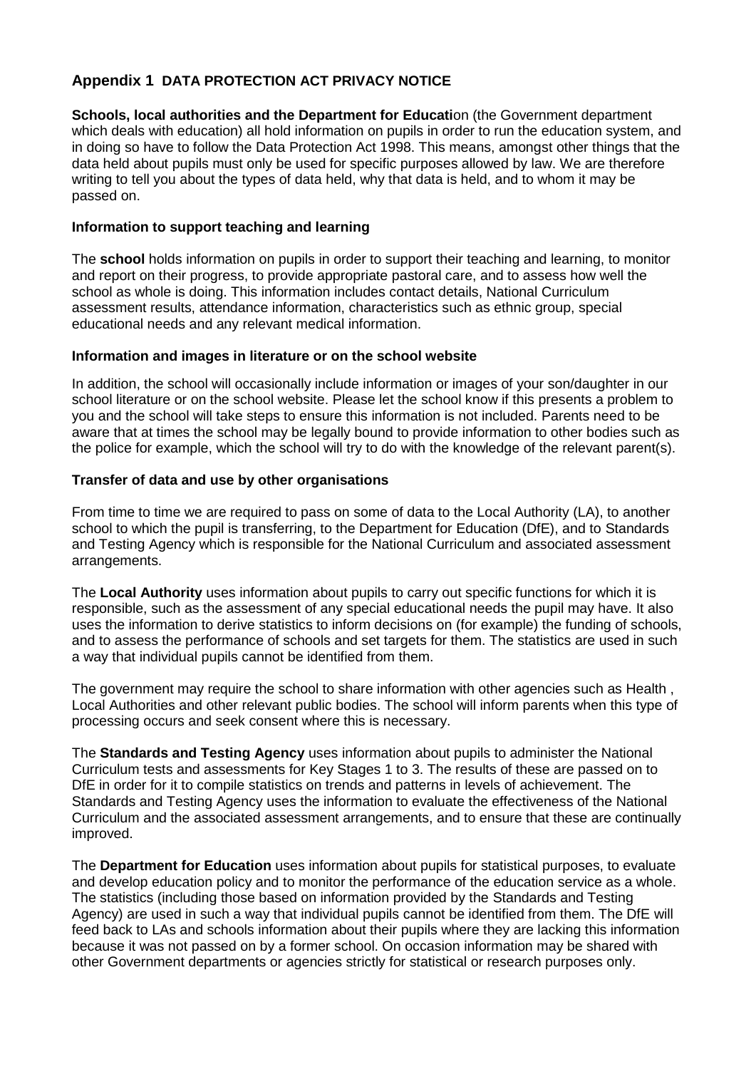## Appendix 1 DATA PROTECTION ACT PRIVACY NOTICE

**Schools, local authorities and the Department for Educati**on (the Government department which deals with education) all hold information on pupils in order to run the education system, and in doing so have to follow the Data Protection Act 1998. This means, amongst other things that the data held about pupils must only be used for specific purposes allowed by law. We are therefore writing to tell you about the types of data held, why that data is held, and to whom it may be passed on.

### Information to support teaching and learning

The **school** holds information on pupils in order to support their teaching and learning, to monitor and report on their progress, to provide appropriate pastoral care, and to assess how well the school as whole is doing. This information includes contact details, National Curriculum assessment results, attendance information, characteristics such as ethnic group, special educational needs and any relevant medical information.

### Information and images in literature or on the school website

In addition, the school will occasionally include information or images of your son/daughter in our school literature or on the school website. Please let the school know if this presents a problem to you and the school will take steps to ensure this information is not included. Parents need to be aware that at times the school may be legally bound to provide information to other bodies such as the police for example, which the school will try to do with the knowledge of the relevant parent(s).

### Transfer of data and use by other organisations

From time to time we are required to pass on some of data to the Local Authority (LA), to another school to which the pupil is transferring, to the Department for Education (DfE), and to Standards and Testing Agency which is responsible for the National Curriculum and associated assessment arrangements.

The **Local Authority** uses information about pupils to carry out specific functions for which it is responsible, such as the assessment of any special educational needs the pupil may have. It also uses the information to derive statistics to inform decisions on (for example) the funding of schools, and to assess the performance of schools and set targets for them. The statistics are used in such a way that individual pupils cannot be identified from them.

The government may require the school to share information with other agencies such as Health , Local Authorities and other relevant public bodies. The school will inform parents when this type of processing occurs and seek consent where this is necessary.

The **Standards and Testing Agency** uses information about pupils to administer the National Curriculum tests and assessments for Key Stages 1 to 3. The results of these are passed on to DfE in order for it to compile statistics on trends and patterns in levels of achievement. The Standards and Testing Agency uses the information to evaluate the effectiveness of the National Curriculum and the associated assessment arrangements, and to ensure that these are continually improved.

The **Department for Education** uses information about pupils for statistical purposes, to evaluate and develop education policy and to monitor the performance of the education service as a whole. The statistics (including those based on information provided by the Standards and Testing Agency) are used in such a way that individual pupils cannot be identified from them. The DfE will feed back to LAs and schools information about their pupils where they are lacking this information because it was not passed on by a former school. On occasion information may be shared with other Government departments or agencies strictly for statistical or research purposes only.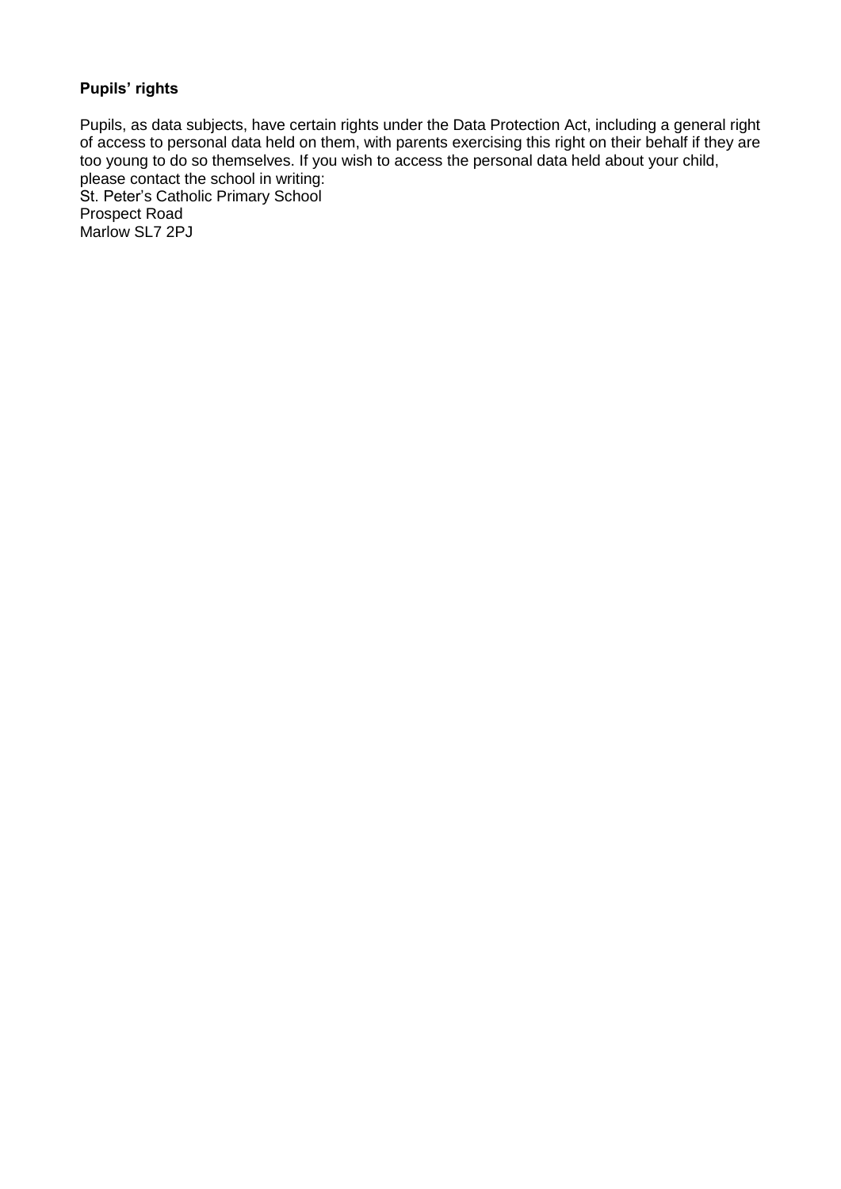**Pupils' rights**

Pupils, as data subjects, have certain rights under the Data Protection Act, including a general right of access to personal data held on them, with parents exercising this right on their behalf if they are too young to do so themselves. If you wish to access the personal data held about your child, please contact the school in writing:
St. Peter's Catholic Primary School
Prospect Road
Marlow SL7 2PJ